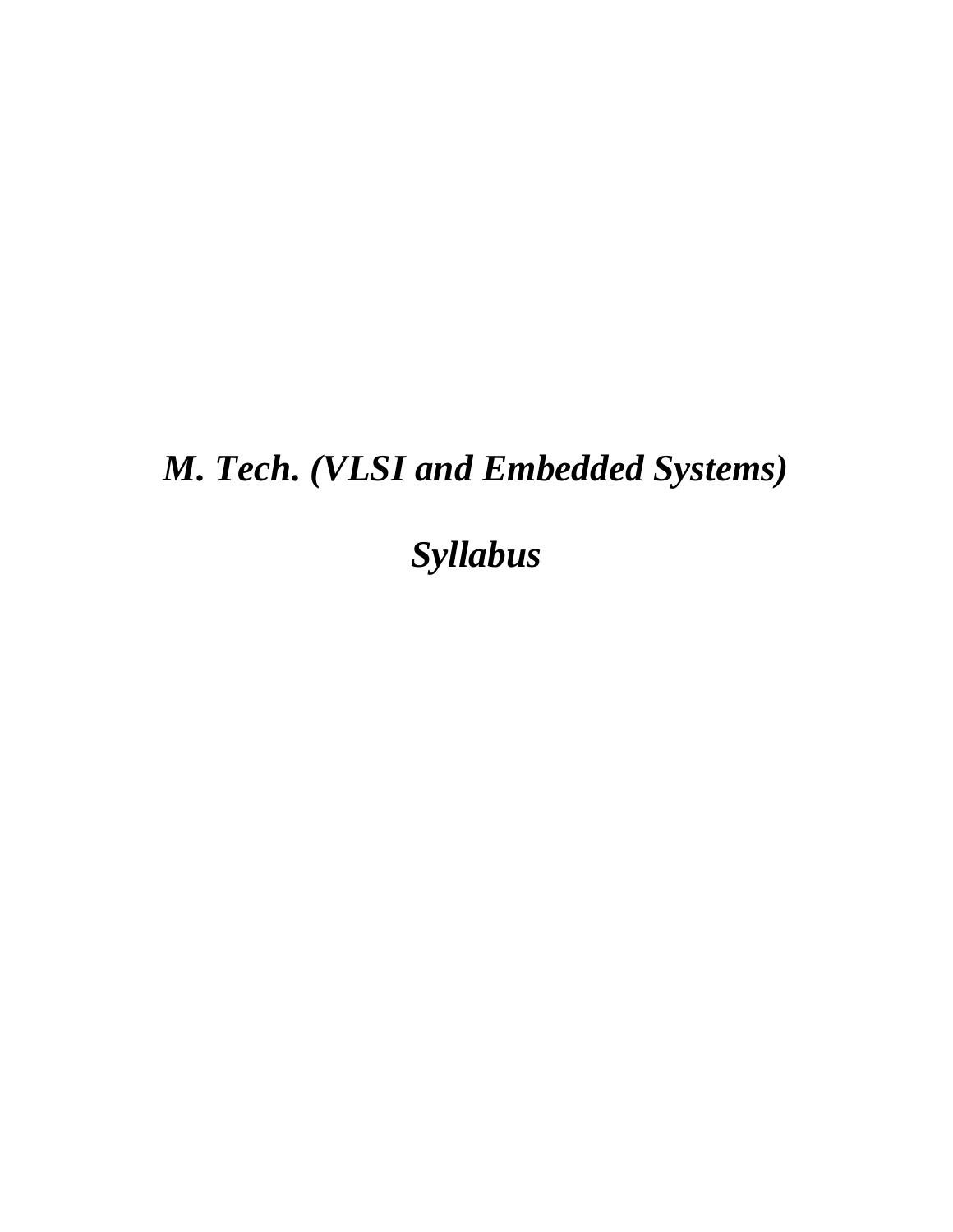# *M. Tech. (VLSI and Embedded Systems)*

# *Syllabus*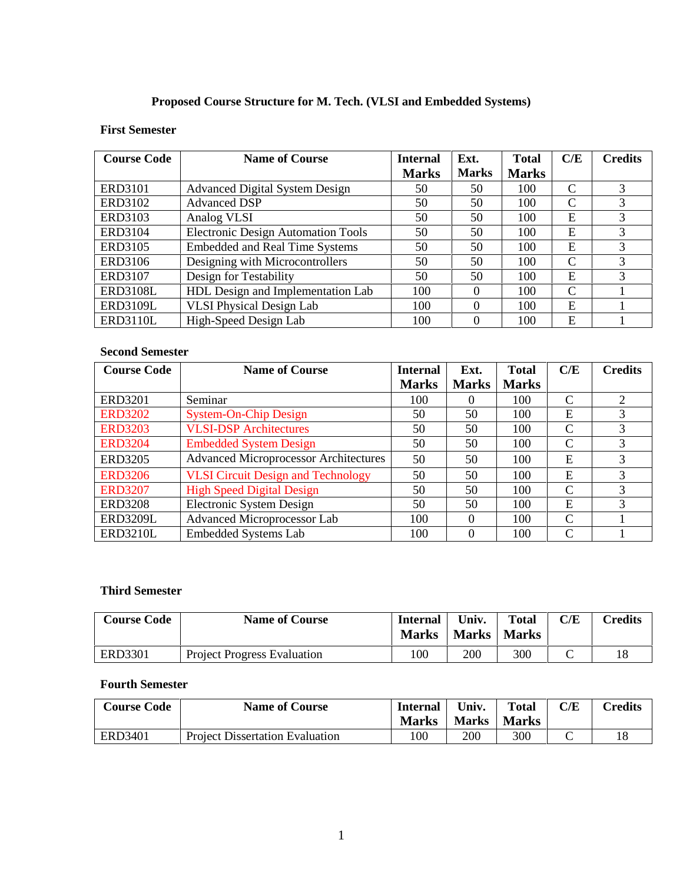# Proposed Course Structure for M. Tech. (VLSI and Embedded Systems)

## First Semester

| Course Code | Name of Course | Internal Marks | Ext. Marks | Total Marks | C/E | Credits |
|---|---|---|---|---|---|---|
| ERD3101 | Advanced Digital System Design | 50 | 50 | 100 | C | 3 |
| ERD3102 | Advanced DSP | 50 | 50 | 100 | C | 3 |
| ERD3103 | Analog VLSI | 50 | 50 | 100 | E | 3 |
| ERD3104 | Electronic Design Automation Tools | 50 | 50 | 100 | E | 3 |
| ERD3105 | Embedded and Real Time Systems | 50 | 50 | 100 | E | 3 |
| ERD3106 | Designing with Microcontrollers | 50 | 50 | 100 | C | 3 |
| ERD3107 | Design for Testability | 50 | 50 | 100 | E | 3 |
| ERD3108L | HDL Design and Implementation Lab | 100 | 0 | 100 | C | 1 |
| ERD3109L | VLSI Physical Design Lab | 100 | 0 | 100 | E | 1 |
| ERD3110L | High-Speed Design Lab | 100 | 0 | 100 | E | 1 |

## Second Semester

| Course Code | Name of Course | Internal Marks | Ext. Marks | Total Marks | C/E | Credits |
|---|---|---|---|---|---|---|
| ERD3201 | Seminar | 100 | 0 | 100 | C | 2 |
| ERD3202 | System-On-Chip Design | 50 | 50 | 100 | E | 3 |
| ERD3203 | VLSI-DSP Architectures | 50 | 50 | 100 | C | 3 |
| ERD3204 | Embedded System Design | 50 | 50 | 100 | C | 3 |
| ERD3205 | Advanced Microprocessor Architectures | 50 | 50 | 100 | E | 3 |
| ERD3206 | VLSI Circuit Design and Technology | 50 | 50 | 100 | E | 3 |
| ERD3207 | High Speed Digital Design | 50 | 50 | 100 | C | 3 |
| ERD3208 | Electronic System Design | 50 | 50 | 100 | E | 3 |
| ERD3209L | Advanced Microprocessor Lab | 100 | 0 | 100 | C | 1 |
| ERD3210L | Embedded Systems Lab | 100 | 0 | 100 | C | 1 |

## Third Semester

| Course Code | Name of Course | Internal Marks | Univ. Marks | Total Marks | C/E | Credits |
|---|---|---|---|---|---|---|
| ERD3301 | Project Progress Evaluation | 100 | 200 | 300 | C | 18 |

## Fourth Semester

| Course Code | Name of Course | Internal Marks | Univ. Marks | Total Marks | C/E | Credits |
|---|---|---|---|---|---|---|
| ERD3401 | Project Dissertation Evaluation | 100 | 200 | 300 | C | 18 |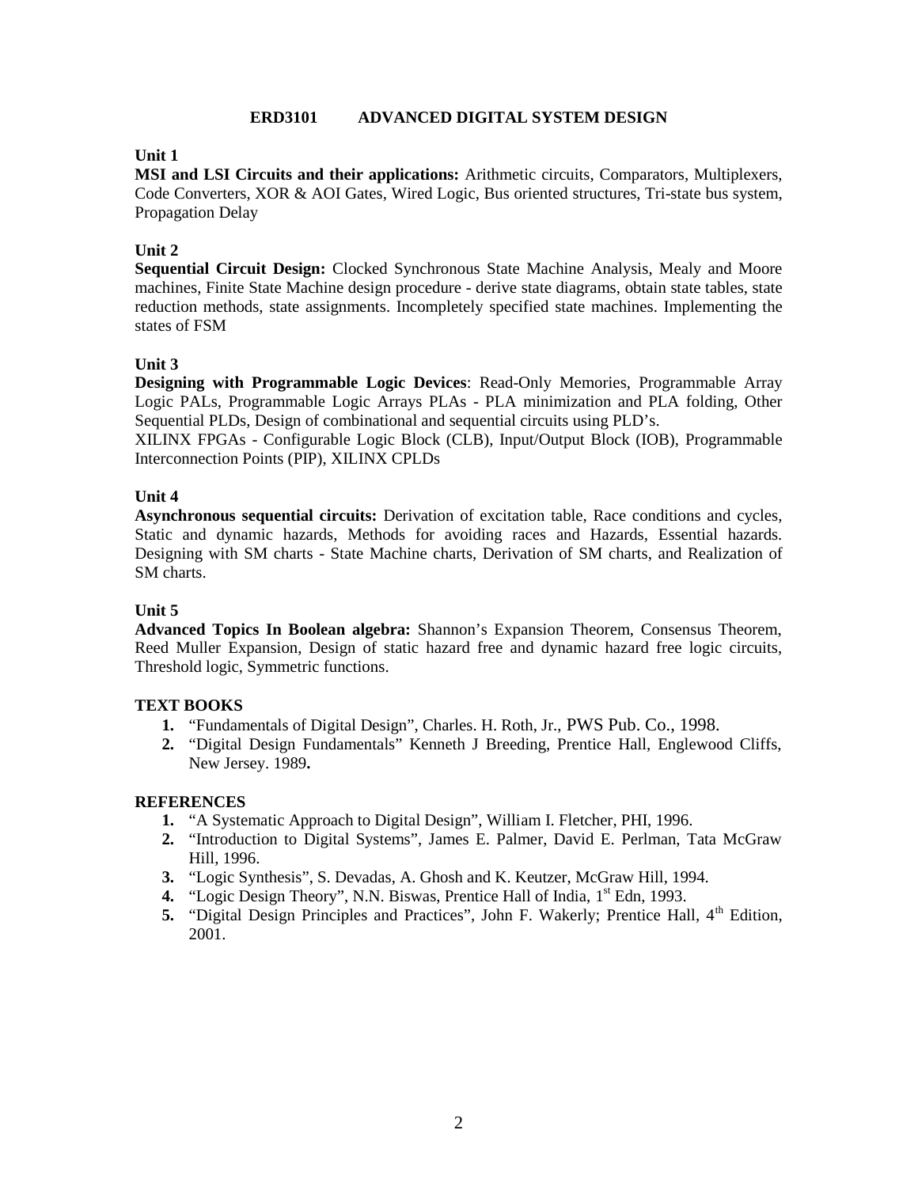## ERD3101 ADVANCED DIGITAL SYSTEM DESIGN

### Unit 1

**MSI and LSI Circuits and their applications:** Arithmetic circuits, Comparators, Multiplexers, Code Converters, XOR & AOI Gates, Wired Logic, Bus oriented structures, Tri-state bus system, Propagation Delay

### Unit 2

**Sequential Circuit Design:** Clocked Synchronous State Machine Analysis, Mealy and Moore machines, Finite State Machine design procedure - derive state diagrams, obtain state tables, state reduction methods, state assignments. Incompletely specified state machines. Implementing the states of FSM

### Unit 3

**Designing with Programmable Logic Devices**: Read-Only Memories, Programmable Array Logic PALs, Programmable Logic Arrays PLAs - PLA minimization and PLA folding, Other Sequential PLDs, Design of combinational and sequential circuits using PLD's.

XILINX FPGAs - Configurable Logic Block (CLB), Input/Output Block (IOB), Programmable Interconnection Points (PIP), XILINX CPLDs

### Unit 4

**Asynchronous sequential circuits:** Derivation of excitation table, Race conditions and cycles, Static and dynamic hazards, Methods for avoiding races and Hazards, Essential hazards. Designing with SM charts - State Machine charts, Derivation of SM charts, and Realization of SM charts.

### Unit 5

**Advanced Topics In Boolean algebra:** Shannon's Expansion Theorem, Consensus Theorem, Reed Muller Expansion, Design of static hazard free and dynamic hazard free logic circuits, Threshold logic, Symmetric functions.

### TEXT BOOKS

1. "Fundamentals of Digital Design", Charles. H. Roth, Jr., PWS Pub. Co., 1998.
2. "Digital Design Fundamentals" Kenneth J Breeding, Prentice Hall, Englewood Cliffs, New Jersey. 1989**.**

### REFERENCES

1. "A Systematic Approach to Digital Design", William I. Fletcher, PHI, 1996.
2. "Introduction to Digital Systems", James E. Palmer, David E. Perlman, Tata McGraw Hill, 1996.
3. "Logic Synthesis", S. Devadas, A. Ghosh and K. Keutzer, McGraw Hill, 1994.
4. "Logic Design Theory", N.N. Biswas, Prentice Hall of India, 1st Edn, 1993.
5. "Digital Design Principles and Practices", John F. Wakerly; Prentice Hall, 4th Edition, 2001.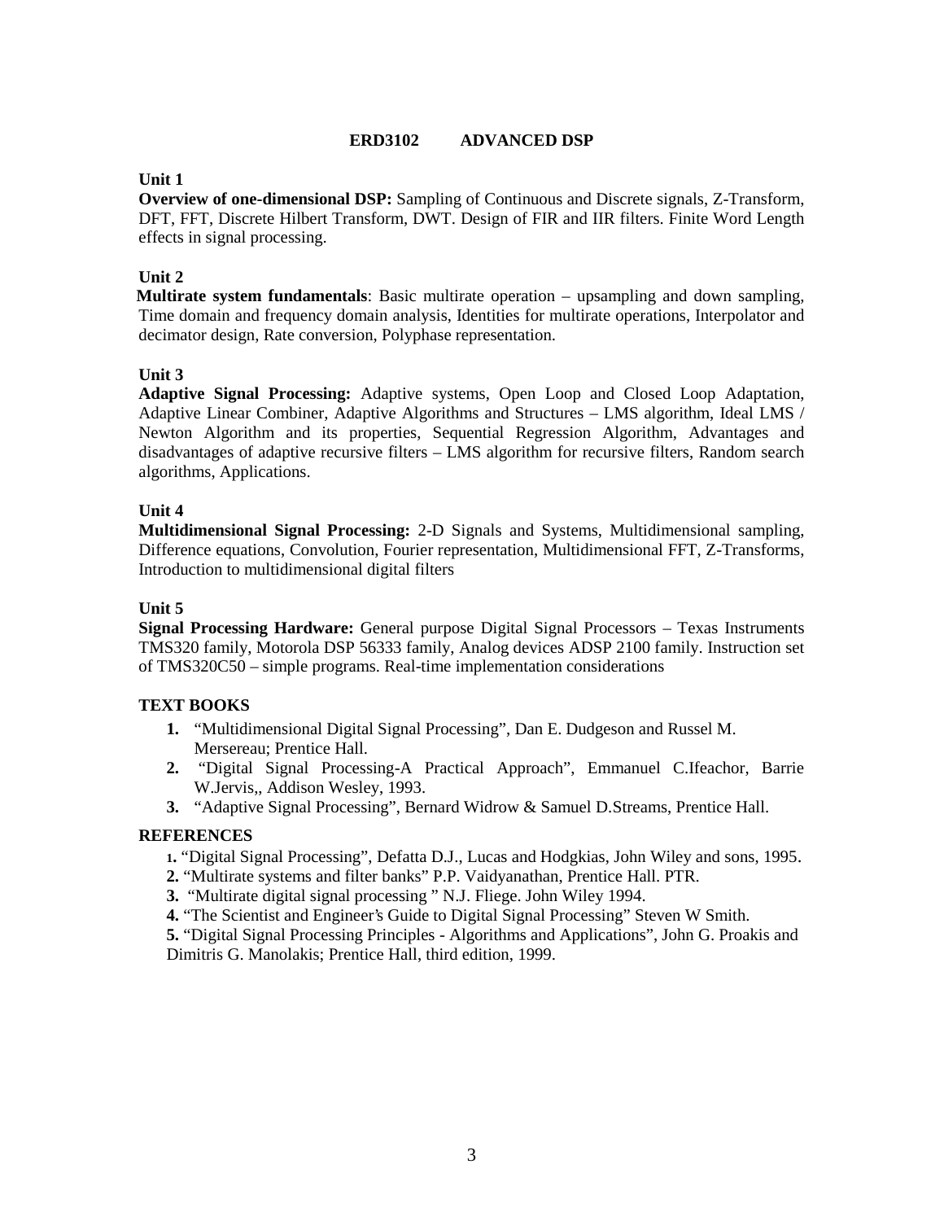## ERD3102 ADVANCED DSP

**Unit 1**

**Overview of one-dimensional DSP:** Sampling of Continuous and Discrete signals, Z-Transform, DFT, FFT, Discrete Hilbert Transform, DWT. Design of FIR and IIR filters. Finite Word Length effects in signal processing.

**Unit 2**

**Multirate system fundamentals**: Basic multirate operation – upsampling and down sampling, Time domain and frequency domain analysis, Identities for multirate operations, Interpolator and decimator design, Rate conversion, Polyphase representation.

**Unit 3**

**Adaptive Signal Processing:** Adaptive systems, Open Loop and Closed Loop Adaptation, Adaptive Linear Combiner, Adaptive Algorithms and Structures – LMS algorithm, Ideal LMS / Newton Algorithm and its properties, Sequential Regression Algorithm, Advantages and disadvantages of adaptive recursive filters – LMS algorithm for recursive filters, Random search algorithms, Applications.

**Unit 4**

**Multidimensional Signal Processing:** 2-D Signals and Systems, Multidimensional sampling, Difference equations, Convolution, Fourier representation, Multidimensional FFT, Z-Transforms, Introduction to multidimensional digital filters

**Unit 5**

**Signal Processing Hardware:** General purpose Digital Signal Processors – Texas Instruments TMS320 family, Motorola DSP 56333 family, Analog devices ADSP 2100 family. Instruction set of TMS320C50 – simple programs. Real-time implementation considerations

### TEXT BOOKS

1. "Multidimensional Digital Signal Processing", Dan E. Dudgeson and Russel M. Mersereau; Prentice Hall.
2. "Digital Signal Processing-A Practical Approach", Emmanuel C.Ifeachor, Barrie W.Jervis,, Addison Wesley, 1993.
3. "Adaptive Signal Processing", Bernard Widrow & Samuel D.Streams, Prentice Hall.

### REFERENCES

1. "Digital Signal Processing", Defatta D.J., Lucas and Hodgkias, John Wiley and sons, 1995.
2. "Multirate systems and filter banks" P.P. Vaidyanathan, Prentice Hall. PTR.
3. "Multirate digital signal processing " N.J. Fliege. John Wiley 1994.
4. "The Scientist and Engineer's Guide to Digital Signal Processing" Steven W Smith.
5. "Digital Signal Processing Principles - Algorithms and Applications", John G. Proakis and Dimitris G. Manolakis; Prentice Hall, third edition, 1999.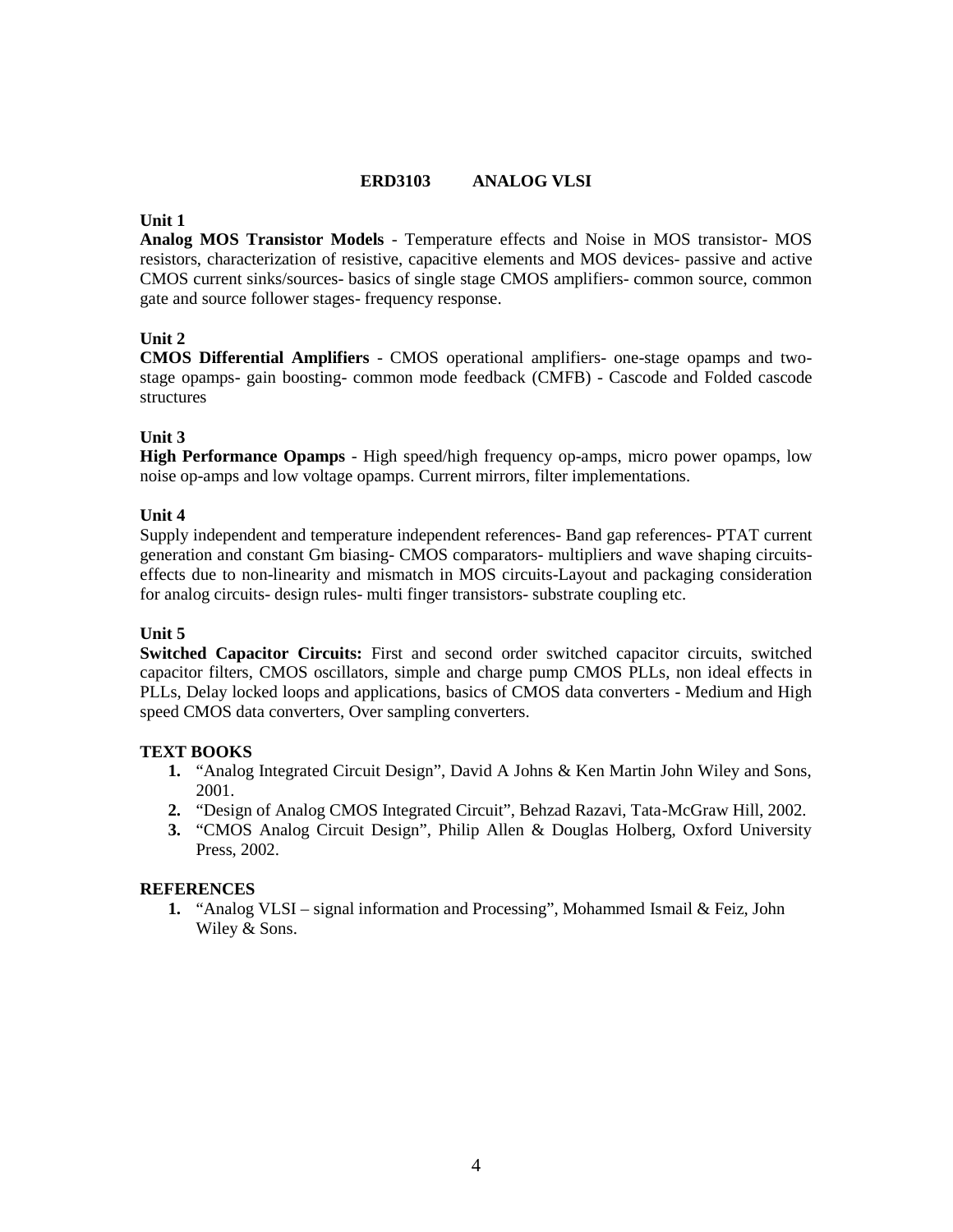## ERD3103 ANALOG VLSI

**Unit 1**

**Analog MOS Transistor Models** - Temperature effects and Noise in MOS transistor- MOS resistors, characterization of resistive, capacitive elements and MOS devices- passive and active CMOS current sinks/sources- basics of single stage CMOS amplifiers- common source, common gate and source follower stages- frequency response.

**Unit 2**

**CMOS Differential Amplifiers** - CMOS operational amplifiers- one-stage opamps and two-stage opamps- gain boosting- common mode feedback (CMFB) - Cascode and Folded cascode structures

**Unit 3**

**High Performance Opamps** - High speed/high frequency op-amps, micro power opamps, low noise op-amps and low voltage opamps. Current mirrors, filter implementations.

**Unit 4**

Supply independent and temperature independent references- Band gap references- PTAT current generation and constant Gm biasing- CMOS comparators- multipliers and wave shaping circuits- effects due to non-linearity and mismatch in MOS circuits-Layout and packaging consideration for analog circuits- design rules- multi finger transistors- substrate coupling etc.

**Unit 5**

**Switched Capacitor Circuits:** First and second order switched capacitor circuits, switched capacitor filters, CMOS oscillators, simple and charge pump CMOS PLLs, non ideal effects in PLLs, Delay locked loops and applications, basics of CMOS data converters - Medium and High speed CMOS data converters, Over sampling converters.

**TEXT BOOKS**

1. "Analog Integrated Circuit Design", David A Johns & Ken Martin John Wiley and Sons, 2001.
2. "Design of Analog CMOS Integrated Circuit", Behzad Razavi, Tata-McGraw Hill, 2002.
3. "CMOS Analog Circuit Design", Philip Allen & Douglas Holberg, Oxford University Press, 2002.

**REFERENCES**

1. "Analog VLSI – signal information and Processing", Mohammed Ismail & Feiz, John Wiley & Sons.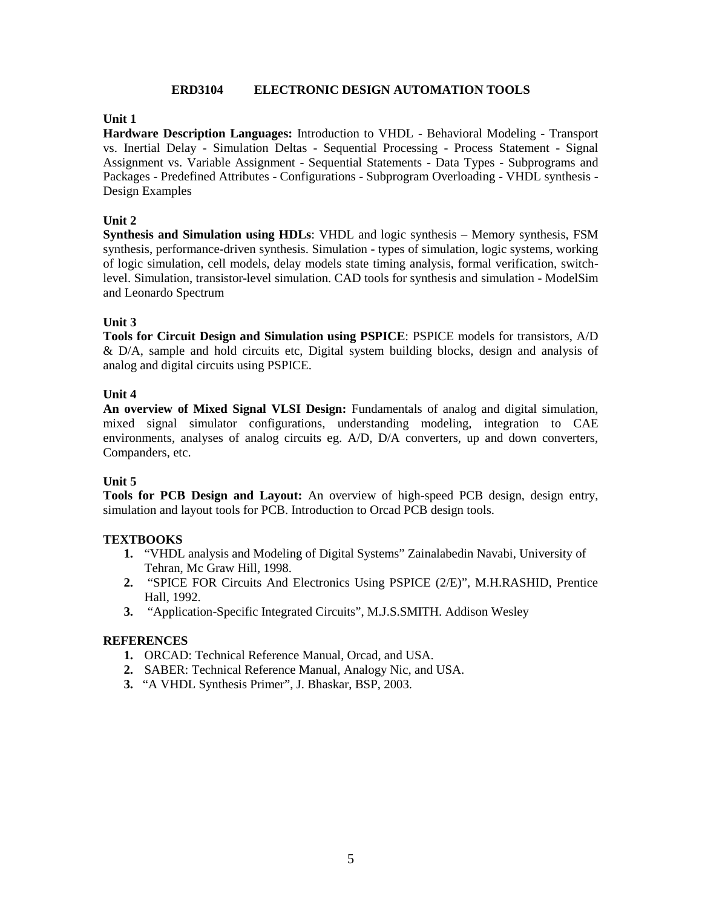## ERD3104 ELECTRONIC DESIGN AUTOMATION TOOLS

### Unit 1

**Hardware Description Languages:** Introduction to VHDL - Behavioral Modeling - Transport vs. Inertial Delay - Simulation Deltas - Sequential Processing - Process Statement - Signal Assignment vs. Variable Assignment - Sequential Statements - Data Types - Subprograms and Packages - Predefined Attributes - Configurations - Subprogram Overloading - VHDL synthesis - Design Examples

### Unit 2

**Synthesis and Simulation using HDLs**: VHDL and logic synthesis – Memory synthesis, FSM synthesis, performance-driven synthesis. Simulation - types of simulation, logic systems, working of logic simulation, cell models, delay models state timing analysis, formal verification, switch-level. Simulation, transistor-level simulation. CAD tools for synthesis and simulation - ModelSim and Leonardo Spectrum

### Unit 3

**Tools for Circuit Design and Simulation using PSPICE**: PSPICE models for transistors, A/D & D/A, sample and hold circuits etc, Digital system building blocks, design and analysis of analog and digital circuits using PSPICE.

### Unit 4

**An overview of Mixed Signal VLSI Design:** Fundamentals of analog and digital simulation, mixed signal simulator configurations, understanding modeling, integration to CAE environments, analyses of analog circuits eg. A/D, D/A converters, up and down converters, Companders, etc.

### Unit 5

**Tools for PCB Design and Layout:** An overview of high-speed PCB design, design entry, simulation and layout tools for PCB. Introduction to Orcad PCB design tools.

### TEXTBOOKS

1. "VHDL analysis and Modeling of Digital Systems" Zainalabedin Navabi, University of Tehran, Mc Graw Hill, 1998.
2. "SPICE FOR Circuits And Electronics Using PSPICE (2/E)", M.H.RASHID, Prentice Hall, 1992.
3. "Application-Specific Integrated Circuits", M.J.S.SMITH. Addison Wesley

### REFERENCES

1. ORCAD: Technical Reference Manual, Orcad, and USA.
2. SABER: Technical Reference Manual, Analogy Nic, and USA.
3. "A VHDL Synthesis Primer", J. Bhaskar, BSP, 2003.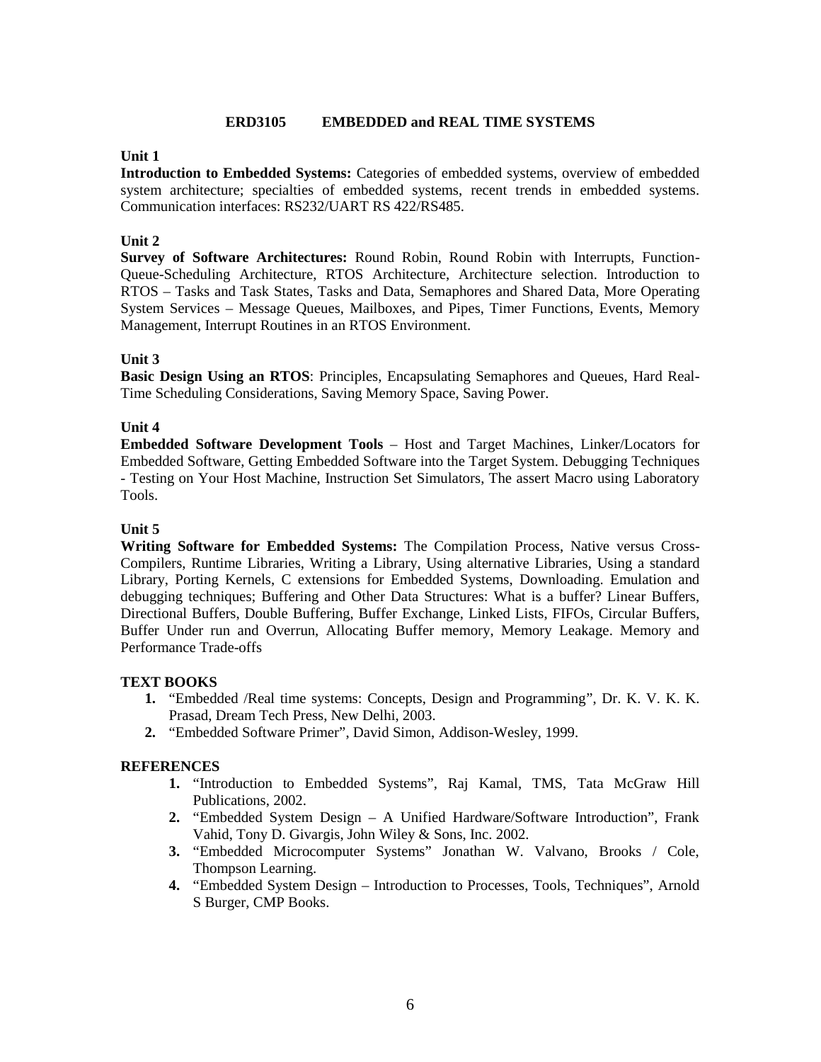# ERD3105 EMBEDDED and REAL TIME SYSTEMS

### Unit 1

**Introduction to Embedded Systems:** Categories of embedded systems, overview of embedded system architecture; specialties of embedded systems, recent trends in embedded systems. Communication interfaces: RS232/UART RS 422/RS485.

### Unit 2

**Survey of Software Architectures:** Round Robin, Round Robin with Interrupts, Function-Queue-Scheduling Architecture, RTOS Architecture, Architecture selection. Introduction to RTOS – Tasks and Task States, Tasks and Data, Semaphores and Shared Data, More Operating System Services – Message Queues, Mailboxes, and Pipes, Timer Functions, Events, Memory Management, Interrupt Routines in an RTOS Environment.

### Unit 3

**Basic Design Using an RTOS**: Principles, Encapsulating Semaphores and Queues, Hard Real-Time Scheduling Considerations, Saving Memory Space, Saving Power.

### Unit 4

**Embedded Software Development Tools** – Host and Target Machines, Linker/Locators for Embedded Software, Getting Embedded Software into the Target System. Debugging Techniques - Testing on Your Host Machine, Instruction Set Simulators, The assert Macro using Laboratory Tools.

### Unit 5

**Writing Software for Embedded Systems:** The Compilation Process, Native versus Cross-Compilers, Runtime Libraries, Writing a Library, Using alternative Libraries, Using a standard Library, Porting Kernels, C extensions for Embedded Systems, Downloading. Emulation and debugging techniques; Buffering and Other Data Structures: What is a buffer? Linear Buffers, Directional Buffers, Double Buffering, Buffer Exchange, Linked Lists, FIFOs, Circular Buffers, Buffer Under run and Overrun, Allocating Buffer memory, Memory Leakage. Memory and Performance Trade-offs

### TEXT BOOKS

1. "Embedded /Real time systems: Concepts, Design and Programming", Dr. K. V. K. K. Prasad, Dream Tech Press, New Delhi, 2003.
2. "Embedded Software Primer", David Simon, Addison-Wesley, 1999.

### REFERENCES

1. "Introduction to Embedded Systems", Raj Kamal, TMS, Tata McGraw Hill Publications, 2002.
2. "Embedded System Design – A Unified Hardware/Software Introduction", Frank Vahid, Tony D. Givargis, John Wiley & Sons, Inc. 2002.
3. "Embedded Microcomputer Systems" Jonathan W. Valvano, Brooks / Cole, Thompson Learning.
4. "Embedded System Design – Introduction to Processes, Tools, Techniques", Arnold S Burger, CMP Books.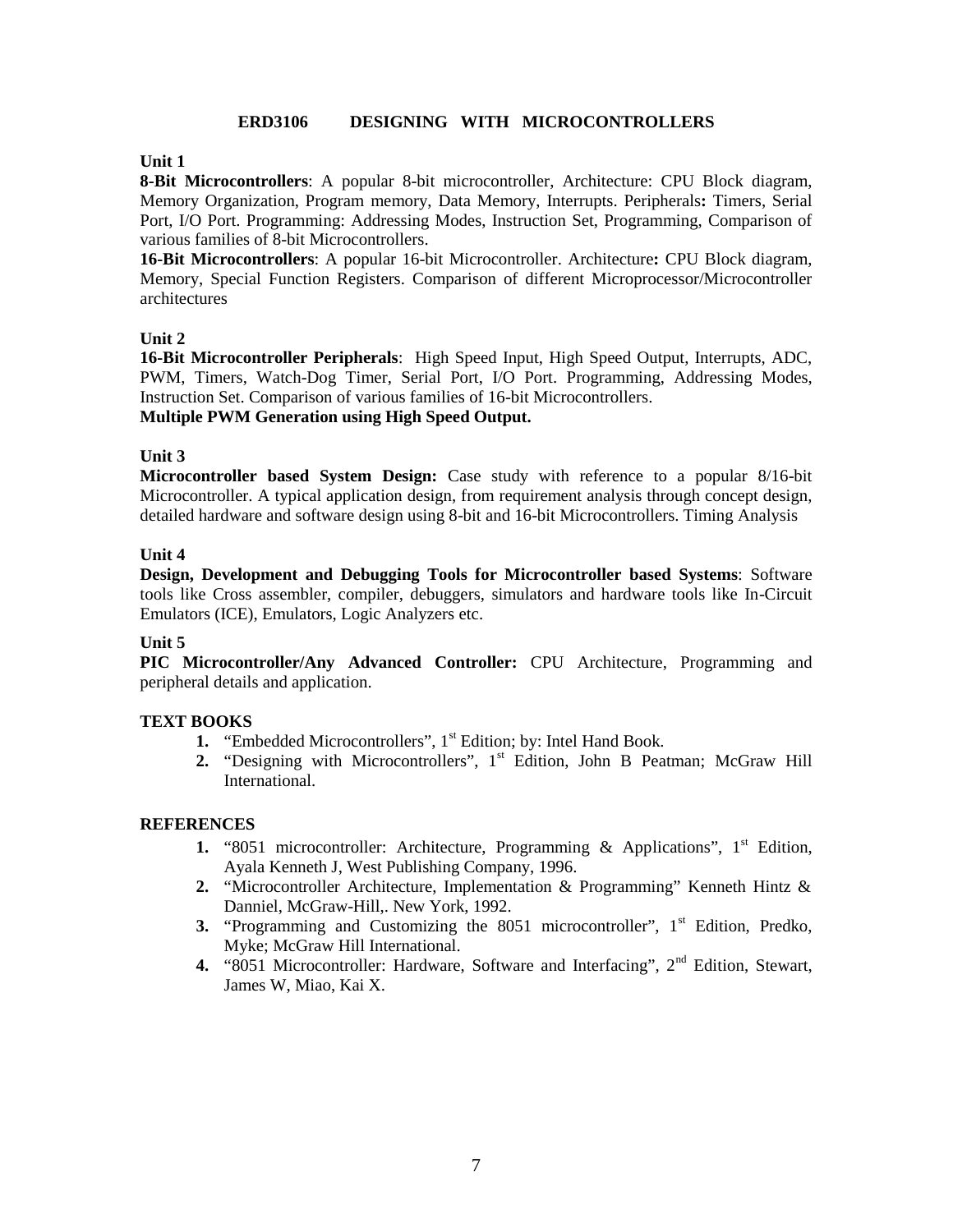# ERD3106 DESIGNING WITH MICROCONTROLLERS

**Unit 1**

**8-Bit Microcontrollers**: A popular 8-bit microcontroller, Architecture: CPU Block diagram, Memory Organization, Program memory, Data Memory, Interrupts. Peripherals**:** Timers, Serial Port, I/O Port. Programming: Addressing Modes, Instruction Set, Programming, Comparison of various families of 8-bit Microcontrollers.

**16-Bit Microcontrollers**: A popular 16-bit Microcontroller. Architecture**:** CPU Block diagram, Memory, Special Function Registers. Comparison of different Microprocessor/Microcontroller architectures

**Unit 2**

**16-Bit Microcontroller Peripherals**: High Speed Input, High Speed Output, Interrupts, ADC, PWM, Timers, Watch-Dog Timer, Serial Port, I/O Port. Programming, Addressing Modes, Instruction Set. Comparison of various families of 16-bit Microcontrollers.

**Multiple PWM Generation using High Speed Output.**

**Unit 3**

**Microcontroller based System Design:** Case study with reference to a popular 8/16-bit Microcontroller. A typical application design, from requirement analysis through concept design, detailed hardware and software design using 8-bit and 16-bit Microcontrollers. Timing Analysis

**Unit 4**

**Design, Development and Debugging Tools for Microcontroller based Systems**: Software tools like Cross assembler, compiler, debuggers, simulators and hardware tools like In-Circuit Emulators (ICE), Emulators, Logic Analyzers etc.

**Unit 5**

**PIC Microcontroller/Any Advanced Controller:** CPU Architecture, Programming and peripheral details and application.

**TEXT BOOKS**

1. "Embedded Microcontrollers", 1st Edition; by: Intel Hand Book.
2. "Designing with Microcontrollers", 1st Edition, John B Peatman; McGraw Hill International.

**REFERENCES**

1. "8051 microcontroller: Architecture, Programming & Applications", 1st Edition, Ayala Kenneth J, West Publishing Company, 1996.
2. "Microcontroller Architecture, Implementation & Programming" Kenneth Hintz & Danniel, McGraw-Hill,. New York, 1992.
3. "Programming and Customizing the 8051 microcontroller", 1st Edition, Predko, Myke; McGraw Hill International.
4. "8051 Microcontroller: Hardware, Software and Interfacing", 2nd Edition, Stewart, James W, Miao, Kai X.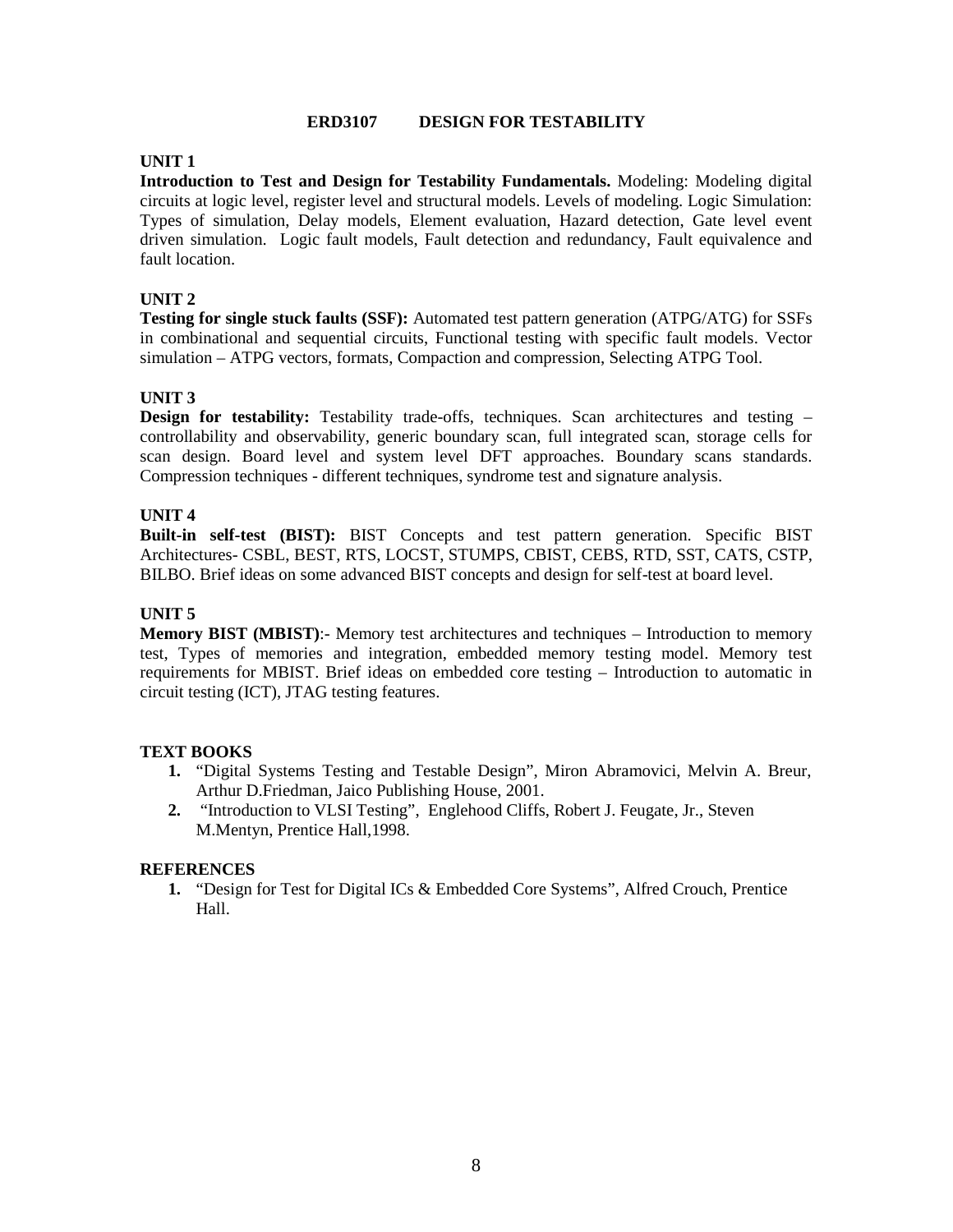# ERD3107 DESIGN FOR TESTABILITY

**UNIT 1**

**Introduction to Test and Design for Testability Fundamentals.** Modeling: Modeling digital circuits at logic level, register level and structural models. Levels of modeling. Logic Simulation: Types of simulation, Delay models, Element evaluation, Hazard detection, Gate level event driven simulation. Logic fault models, Fault detection and redundancy, Fault equivalence and fault location.

**UNIT 2**

**Testing for single stuck faults (SSF):** Automated test pattern generation (ATPG/ATG) for SSFs in combinational and sequential circuits, Functional testing with specific fault models. Vector simulation – ATPG vectors, formats, Compaction and compression, Selecting ATPG Tool.

**UNIT 3**

**Design for testability:** Testability trade-offs, techniques. Scan architectures and testing – controllability and observability, generic boundary scan, full integrated scan, storage cells for scan design. Board level and system level DFT approaches. Boundary scans standards. Compression techniques - different techniques, syndrome test and signature analysis.

**UNIT 4**

**Built-in self-test (BIST):** BIST Concepts and test pattern generation. Specific BIST Architectures- CSBL, BEST, RTS, LOCST, STUMPS, CBIST, CEBS, RTD, SST, CATS, CSTP, BILBO. Brief ideas on some advanced BIST concepts and design for self-test at board level.

**UNIT 5**

**Memory BIST (MBIST)**:- Memory test architectures and techniques – Introduction to memory test, Types of memories and integration, embedded memory testing model. Memory test requirements for MBIST. Brief ideas on embedded core testing – Introduction to automatic in circuit testing (ICT), JTAG testing features.

**TEXT BOOKS**

1. "Digital Systems Testing and Testable Design", Miron Abramovici, Melvin A. Breur, Arthur D.Friedman, Jaico Publishing House, 2001.
2. "Introduction to VLSI Testing", Englehood Cliffs, Robert J. Feugate, Jr., Steven M.Mentyn, Prentice Hall,1998.

**REFERENCES**

1. "Design for Test for Digital ICs & Embedded Core Systems", Alfred Crouch, Prentice Hall.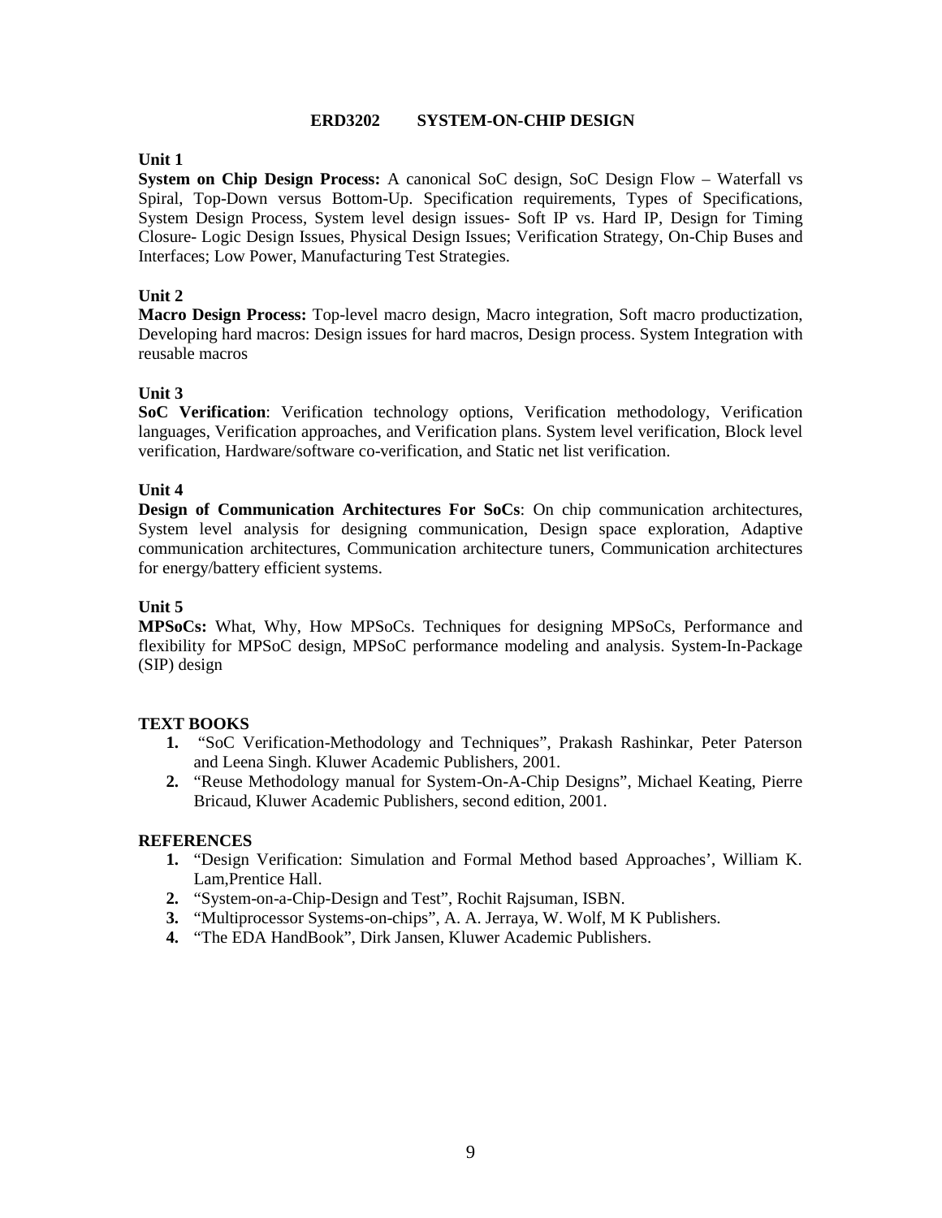# ERD3202 SYSTEM-ON-CHIP DESIGN

### Unit 1

**System on Chip Design Process:** A canonical SoC design, SoC Design Flow – Waterfall vs Spiral, Top-Down versus Bottom-Up. Specification requirements, Types of Specifications, System Design Process, System level design issues- Soft IP vs. Hard IP, Design for Timing Closure- Logic Design Issues, Physical Design Issues; Verification Strategy, On-Chip Buses and Interfaces; Low Power, Manufacturing Test Strategies.

### Unit 2

**Macro Design Process:** Top-level macro design, Macro integration, Soft macro productization, Developing hard macros: Design issues for hard macros, Design process. System Integration with reusable macros

### Unit 3

**SoC Verification**: Verification technology options, Verification methodology, Verification languages, Verification approaches, and Verification plans. System level verification, Block level verification, Hardware/software co-verification, and Static net list verification.

### Unit 4

**Design of Communication Architectures For SoCs**: On chip communication architectures, System level analysis for designing communication, Design space exploration, Adaptive communication architectures, Communication architecture tuners, Communication architectures for energy/battery efficient systems.

### Unit 5

**MPSoCs:** What, Why, How MPSoCs. Techniques for designing MPSoCs, Performance and flexibility for MPSoC design, MPSoC performance modeling and analysis. System-In-Package (SIP) design

### TEXT BOOKS

1. "SoC Verification-Methodology and Techniques", Prakash Rashinkar, Peter Paterson and Leena Singh. Kluwer Academic Publishers, 2001.
2. "Reuse Methodology manual for System-On-A-Chip Designs", Michael Keating, Pierre Bricaud, Kluwer Academic Publishers, second edition, 2001.

### REFERENCES

1. "Design Verification: Simulation and Formal Method based Approaches', William K. Lam,Prentice Hall.
2. "System-on-a-Chip-Design and Test", Rochit Rajsuman, ISBN.
3. "Multiprocessor Systems-on-chips", A. A. Jerraya, W. Wolf, M K Publishers.
4. "The EDA HandBook", Dirk Jansen, Kluwer Academic Publishers.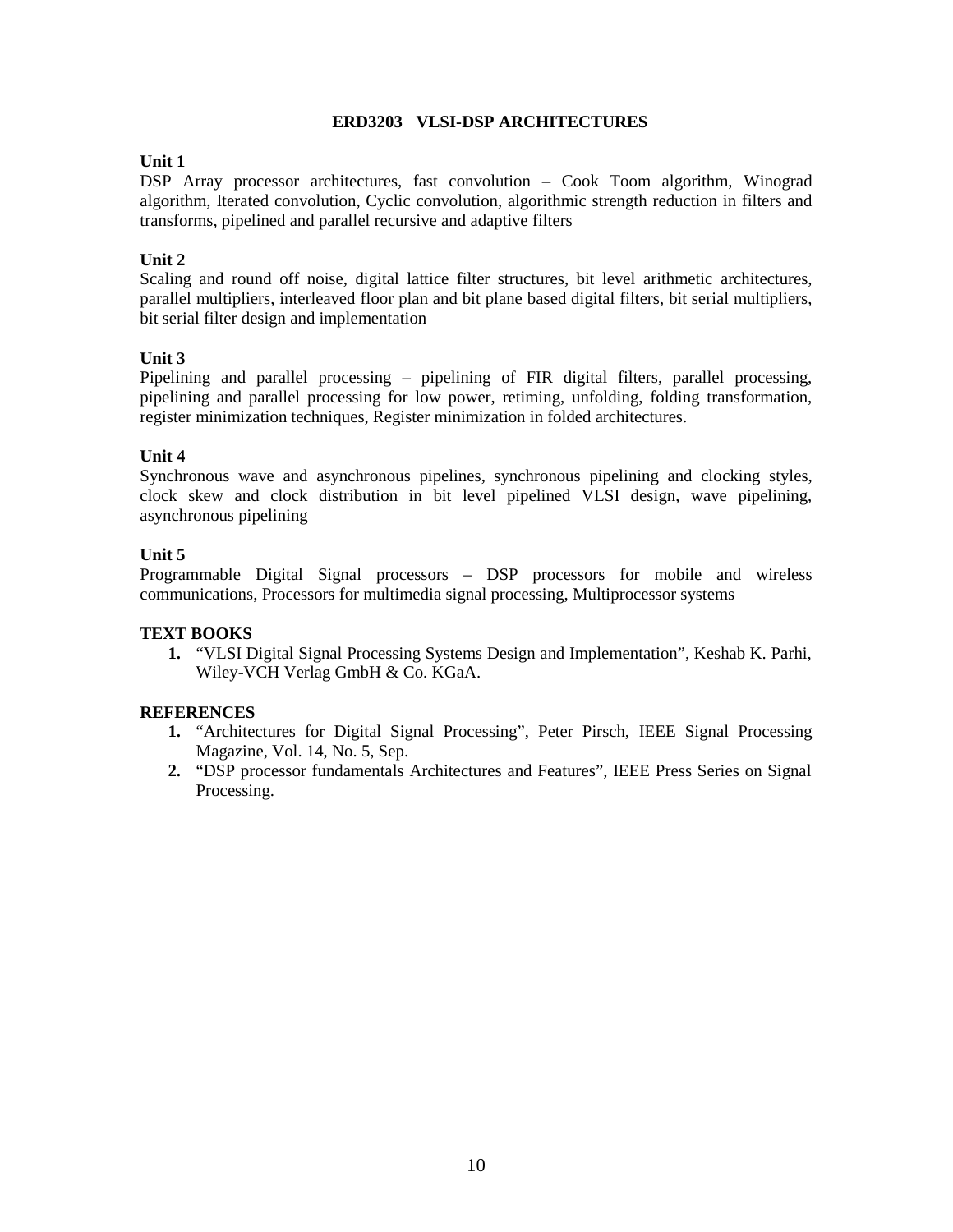# ERD3203 VLSI-DSP ARCHITECTURES

**Unit 1**

DSP Array processor architectures, fast convolution – Cook Toom algorithm, Winograd algorithm, Iterated convolution, Cyclic convolution, algorithmic strength reduction in filters and transforms, pipelined and parallel recursive and adaptive filters

**Unit 2**

Scaling and round off noise, digital lattice filter structures, bit level arithmetic architectures, parallel multipliers, interleaved floor plan and bit plane based digital filters, bit serial multipliers, bit serial filter design and implementation

**Unit 3**

Pipelining and parallel processing – pipelining of FIR digital filters, parallel processing, pipelining and parallel processing for low power, retiming, unfolding, folding transformation, register minimization techniques, Register minimization in folded architectures.

**Unit 4**

Synchronous wave and asynchronous pipelines, synchronous pipelining and clocking styles, clock skew and clock distribution in bit level pipelined VLSI design, wave pipelining, asynchronous pipelining

**Unit 5**

Programmable Digital Signal processors – DSP processors for mobile and wireless communications, Processors for multimedia signal processing, Multiprocessor systems

**TEXT BOOKS**

1. "VLSI Digital Signal Processing Systems Design and Implementation", Keshab K. Parhi, Wiley-VCH Verlag GmbH & Co. KGaA.

**REFERENCES**

1. "Architectures for Digital Signal Processing", Peter Pirsch, IEEE Signal Processing Magazine, Vol. 14, No. 5, Sep.
2. "DSP processor fundamentals Architectures and Features", IEEE Press Series on Signal Processing.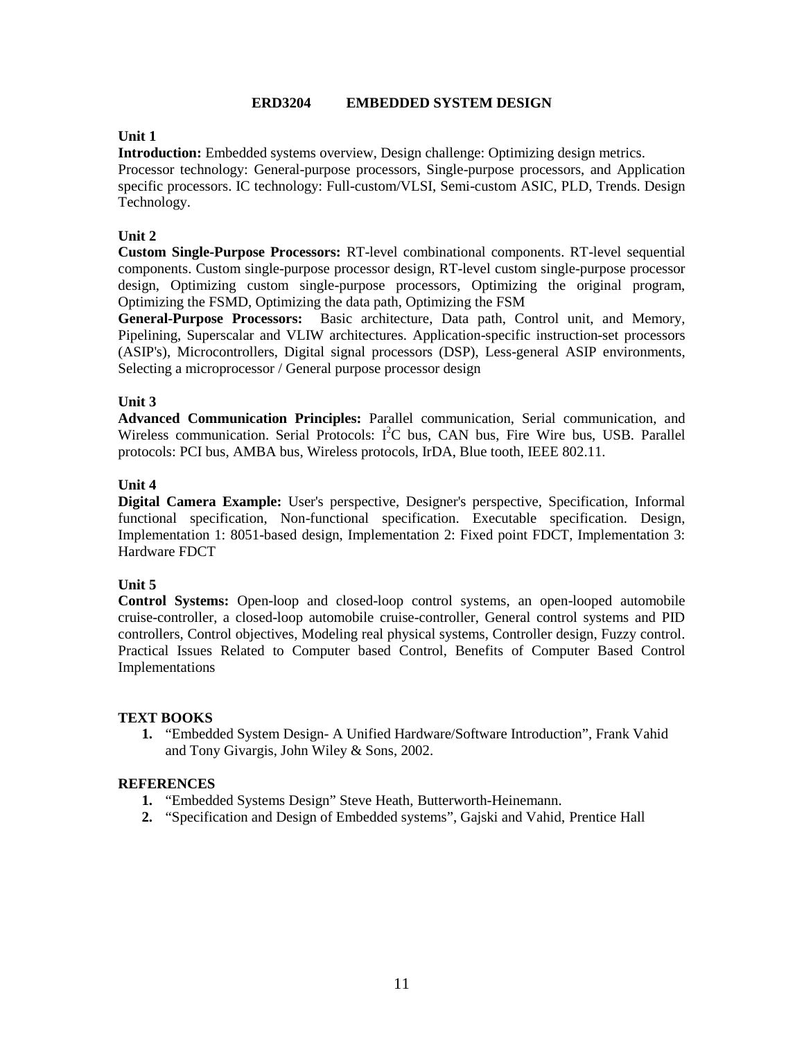# ERD3204 EMBEDDED SYSTEM DESIGN

### Unit 1

**Introduction:** Embedded systems overview, Design challenge: Optimizing design metrics. Processor technology: General-purpose processors, Single-purpose processors, and Application specific processors. IC technology: Full-custom/VLSI, Semi-custom ASIC, PLD, Trends. Design Technology.

### Unit 2

**Custom Single-Purpose Processors:** RT-level combinational components. RT-level sequential components. Custom single-purpose processor design, RT-level custom single-purpose processor design, Optimizing custom single-purpose processors, Optimizing the original program, Optimizing the FSMD, Optimizing the data path, Optimizing the FSM

**General-Purpose Processors:** Basic architecture, Data path, Control unit, and Memory, Pipelining, Superscalar and VLIW architectures. Application-specific instruction-set processors (ASIP's), Microcontrollers, Digital signal processors (DSP), Less-general ASIP environments, Selecting a microprocessor / General purpose processor design

### Unit 3

**Advanced Communication Principles:** Parallel communication, Serial communication, and Wireless communication. Serial Protocols: $I^2C$ bus, CAN bus, Fire Wire bus, USB. Parallel protocols: PCI bus, AMBA bus, Wireless protocols, IrDA, Blue tooth, IEEE 802.11.

### Unit 4

**Digital Camera Example:** User's perspective, Designer's perspective, Specification, Informal functional specification, Non-functional specification. Executable specification. Design, Implementation 1: 8051-based design, Implementation 2: Fixed point FDCT, Implementation 3: Hardware FDCT

### Unit 5

**Control Systems:** Open-loop and closed-loop control systems, an open-looped automobile cruise-controller, a closed-loop automobile cruise-controller, General control systems and PID controllers, Control objectives, Modeling real physical systems, Controller design, Fuzzy control. Practical Issues Related to Computer based Control, Benefits of Computer Based Control Implementations

### TEXT BOOKS

1. "Embedded System Design- A Unified Hardware/Software Introduction", Frank Vahid and Tony Givargis, John Wiley & Sons, 2002.

### REFERENCES

1. "Embedded Systems Design" Steve Heath, Butterworth-Heinemann.
2. "Specification and Design of Embedded systems", Gajski and Vahid, Prentice Hall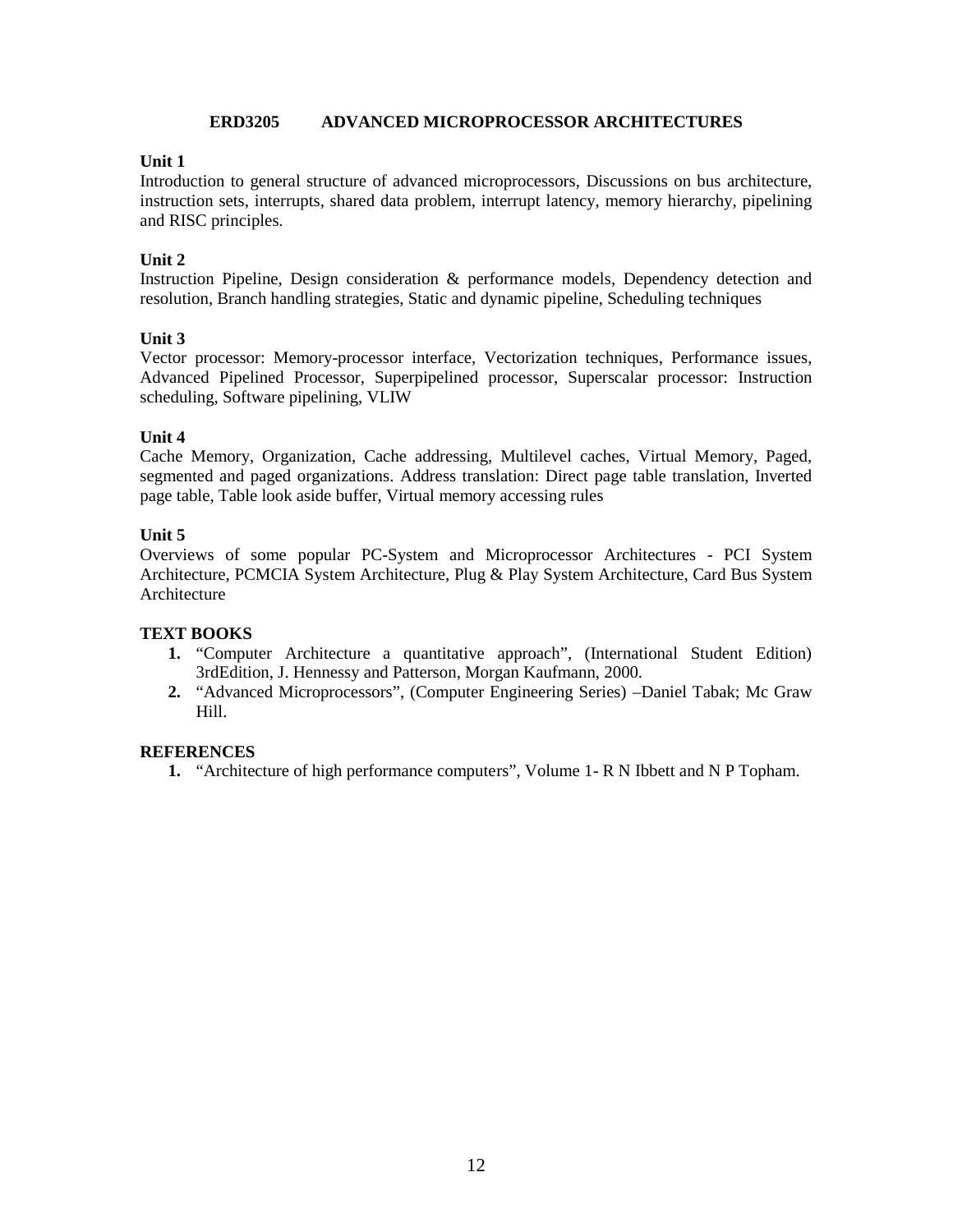## ERD3205 ADVANCED MICROPROCESSOR ARCHITECTURES

**Unit 1**

Introduction to general structure of advanced microprocessors, Discussions on bus architecture, instruction sets, interrupts, shared data problem, interrupt latency, memory hierarchy, pipelining and RISC principles.

**Unit 2**

Instruction Pipeline, Design consideration & performance models, Dependency detection and resolution, Branch handling strategies, Static and dynamic pipeline, Scheduling techniques

**Unit 3**

Vector processor: Memory-processor interface, Vectorization techniques, Performance issues, Advanced Pipelined Processor, Superpipelined processor, Superscalar processor: Instruction scheduling, Software pipelining, VLIW

**Unit 4**

Cache Memory, Organization, Cache addressing, Multilevel caches, Virtual Memory, Paged, segmented and paged organizations. Address translation: Direct page table translation, Inverted page table, Table look aside buffer, Virtual memory accessing rules

**Unit 5**

Overviews of some popular PC-System and Microprocessor Architectures - PCI System Architecture, PCMCIA System Architecture, Plug & Play System Architecture, Card Bus System Architecture

**TEXT BOOKS**

1. "Computer Architecture a quantitative approach", (International Student Edition) 3rdEdition, J. Hennessy and Patterson, Morgan Kaufmann, 2000.
2. "Advanced Microprocessors", (Computer Engineering Series) –Daniel Tabak; Mc Graw Hill.

**REFERENCES**

1. "Architecture of high performance computers", Volume 1- R N Ibbett and N P Topham.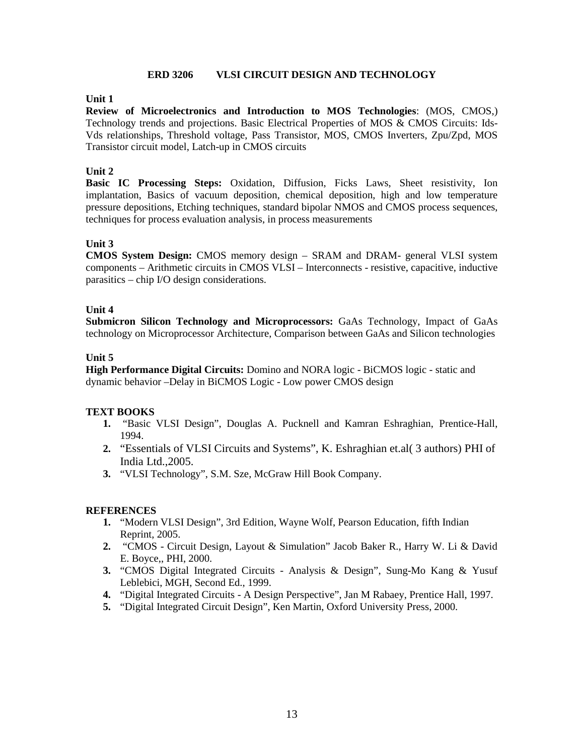## ERD 3206 VLSI CIRCUIT DESIGN AND TECHNOLOGY

**Unit 1**

**Review of Microelectronics and Introduction to MOS Technologies**: (MOS, CMOS,) Technology trends and projections. Basic Electrical Properties of MOS & CMOS Circuits: Ids-Vds relationships, Threshold voltage, Pass Transistor, MOS, CMOS Inverters, Zpu/Zpd, MOS Transistor circuit model, Latch-up in CMOS circuits

**Unit 2**

**Basic IC Processing Steps:** Oxidation, Diffusion, Ficks Laws, Sheet resistivity, Ion implantation, Basics of vacuum deposition, chemical deposition, high and low temperature pressure depositions, Etching techniques, standard bipolar NMOS and CMOS process sequences, techniques for process evaluation analysis, in process measurements

**Unit 3**

**CMOS System Design:** CMOS memory design – SRAM and DRAM- general VLSI system components – Arithmetic circuits in CMOS VLSI – Interconnects - resistive, capacitive, inductive parasitics – chip I/O design considerations.

**Unit 4**

**Submicron Silicon Technology and Microprocessors:** GaAs Technology, Impact of GaAs technology on Microprocessor Architecture, Comparison between GaAs and Silicon technologies

**Unit 5**

**High Performance Digital Circuits:** Domino and NORA logic - BiCMOS logic - static and dynamic behavior –Delay in BiCMOS Logic - Low power CMOS design

**TEXT BOOKS**

1. "Basic VLSI Design", Douglas A. Pucknell and Kamran Eshraghian, Prentice-Hall, 1994.
2. "Essentials of VLSI Circuits and Systems", K. Eshraghian et.al( 3 authors) PHI of India Ltd.,2005.
3. "VLSI Technology", S.M. Sze, McGraw Hill Book Company.

**REFERENCES**

1. "Modern VLSI Design", 3rd Edition, Wayne Wolf, Pearson Education, fifth Indian Reprint, 2005.
2. "CMOS - Circuit Design, Layout & Simulation" Jacob Baker R., Harry W. Li & David E. Boyce,, PHI, 2000.
3. "CMOS Digital Integrated Circuits - Analysis & Design", Sung-Mo Kang & Yusuf Leblebici, MGH, Second Ed., 1999.
4. "Digital Integrated Circuits - A Design Perspective", Jan M Rabaey, Prentice Hall, 1997.
5. "Digital Integrated Circuit Design", Ken Martin, Oxford University Press, 2000.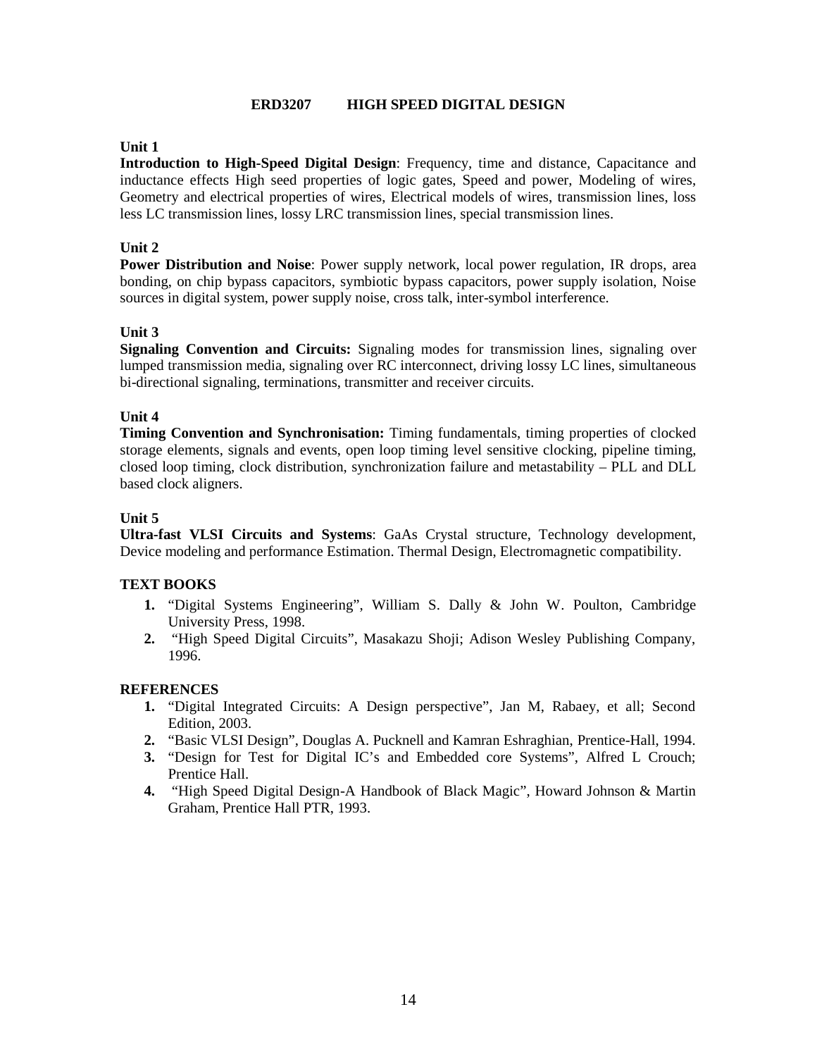## ERD3207 HIGH SPEED DIGITAL DESIGN

**Unit 1**

**Introduction to High-Speed Digital Design**: Frequency, time and distance, Capacitance and inductance effects High seed properties of logic gates, Speed and power, Modeling of wires, Geometry and electrical properties of wires, Electrical models of wires, transmission lines, loss less LC transmission lines, lossy LRC transmission lines, special transmission lines.

**Unit 2**

**Power Distribution and Noise**: Power supply network, local power regulation, IR drops, area bonding, on chip bypass capacitors, symbiotic bypass capacitors, power supply isolation, Noise sources in digital system, power supply noise, cross talk, inter-symbol interference.

**Unit 3**

**Signaling Convention and Circuits:** Signaling modes for transmission lines, signaling over lumped transmission media, signaling over RC interconnect, driving lossy LC lines, simultaneous bi-directional signaling, terminations, transmitter and receiver circuits.

**Unit 4**

**Timing Convention and Synchronisation:** Timing fundamentals, timing properties of clocked storage elements, signals and events, open loop timing level sensitive clocking, pipeline timing, closed loop timing, clock distribution, synchronization failure and metastability – PLL and DLL based clock aligners.

**Unit 5**

**Ultra-fast VLSI Circuits and Systems**: GaAs Crystal structure, Technology development, Device modeling and performance Estimation. Thermal Design, Electromagnetic compatibility.

**TEXT BOOKS**

1. "Digital Systems Engineering", William S. Dally & John W. Poulton, Cambridge University Press, 1998.
2. "High Speed Digital Circuits", Masakazu Shoji; Adison Wesley Publishing Company, 1996.

**REFERENCES**

1. "Digital Integrated Circuits: A Design perspective", Jan M, Rabaey, et all; Second Edition, 2003.
2. "Basic VLSI Design", Douglas A. Pucknell and Kamran Eshraghian, Prentice-Hall, 1994.
3. "Design for Test for Digital IC's and Embedded core Systems", Alfred L Crouch; Prentice Hall.
4. "High Speed Digital Design-A Handbook of Black Magic", Howard Johnson & Martin Graham, Prentice Hall PTR, 1993.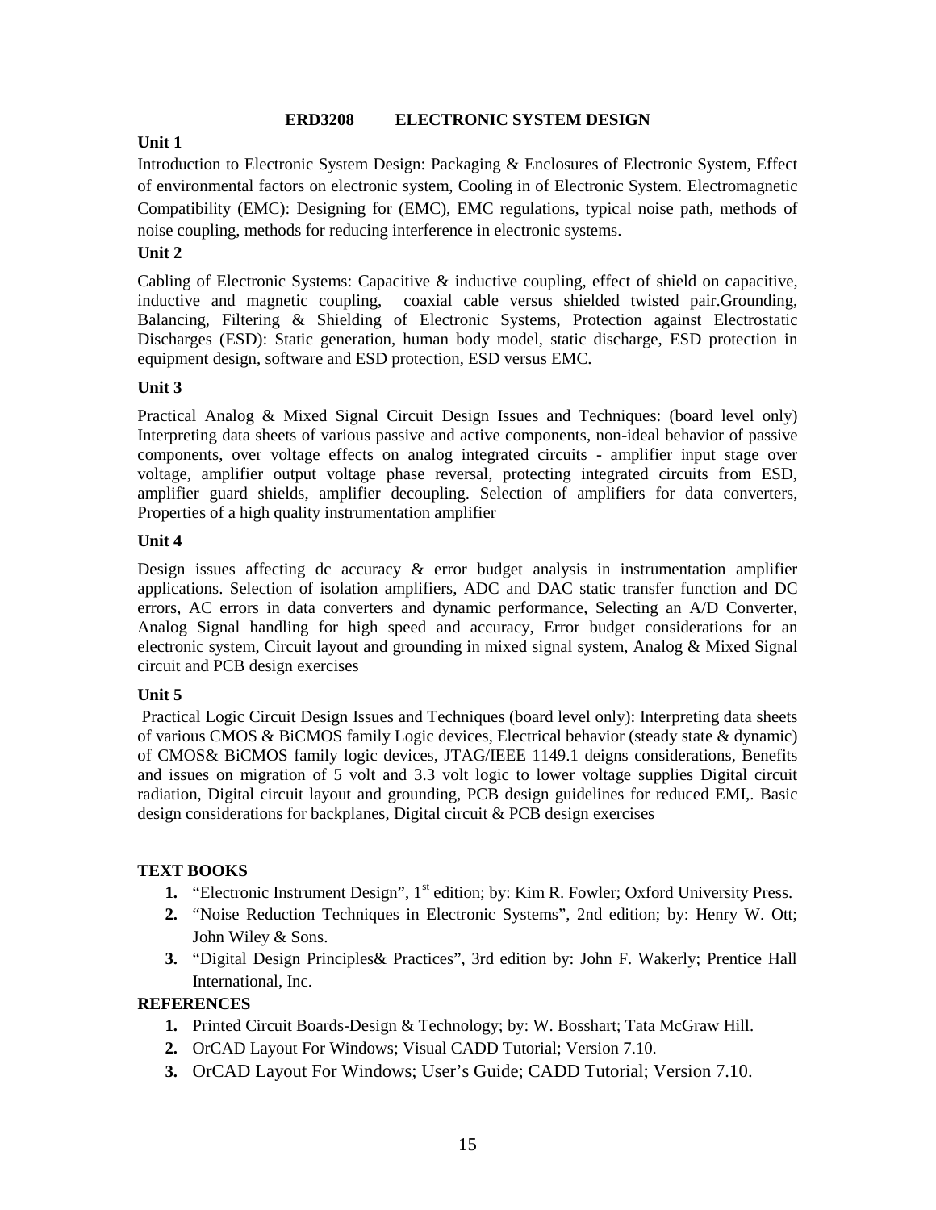## ERD3208 ELECTRONIC SYSTEM DESIGN

**Unit 1**

Introduction to Electronic System Design: Packaging & Enclosures of Electronic System, Effect of environmental factors on electronic system, Cooling in of Electronic System. Electromagnetic Compatibility (EMC): Designing for (EMC), EMC regulations, typical noise path, methods of noise coupling, methods for reducing interference in electronic systems.

**Unit 2**

Cabling of Electronic Systems: Capacitive & inductive coupling, effect of shield on capacitive, inductive and magnetic coupling, coaxial cable versus shielded twisted pair.Grounding, Balancing, Filtering & Shielding of Electronic Systems, Protection against Electrostatic Discharges (ESD): Static generation, human body model, static discharge, ESD protection in equipment design, software and ESD protection, ESD versus EMC.

**Unit 3**

Practical Analog & Mixed Signal Circuit Design Issues and Techniques: (board level only) Interpreting data sheets of various passive and active components, non-ideal behavior of passive components, over voltage effects on analog integrated circuits - amplifier input stage over voltage, amplifier output voltage phase reversal, protecting integrated circuits from ESD, amplifier guard shields, amplifier decoupling. Selection of amplifiers for data converters, Properties of a high quality instrumentation amplifier

**Unit 4**

Design issues affecting dc accuracy & error budget analysis in instrumentation amplifier applications. Selection of isolation amplifiers, ADC and DAC static transfer function and DC errors, AC errors in data converters and dynamic performance, Selecting an A/D Converter, Analog Signal handling for high speed and accuracy, Error budget considerations for an electronic system, Circuit layout and grounding in mixed signal system, Analog & Mixed Signal circuit and PCB design exercises

**Unit 5**

Practical Logic Circuit Design Issues and Techniques (board level only): Interpreting data sheets of various CMOS & BiCMOS family Logic devices, Electrical behavior (steady state & dynamic) of CMOS& BiCMOS family logic devices, JTAG/IEEE 1149.1 deigns considerations, Benefits and issues on migration of 5 volt and 3.3 volt logic to lower voltage supplies Digital circuit radiation, Digital circuit layout and grounding, PCB design guidelines for reduced EMI,. Basic design considerations for backplanes, Digital circuit & PCB design exercises

**TEXT BOOKS**

1. "Electronic Instrument Design", 1st edition; by: Kim R. Fowler; Oxford University Press.
2. "Noise Reduction Techniques in Electronic Systems", 2nd edition; by: Henry W. Ott; John Wiley & Sons.
3. "Digital Design Principles& Practices", 3rd edition by: John F. Wakerly; Prentice Hall International, Inc.

**REFERENCES**

1. Printed Circuit Boards-Design & Technology; by: W. Bosshart; Tata McGraw Hill.
2. OrCAD Layout For Windows; Visual CADD Tutorial; Version 7.10.
3. OrCAD Layout For Windows; User's Guide; CADD Tutorial; Version 7.10.